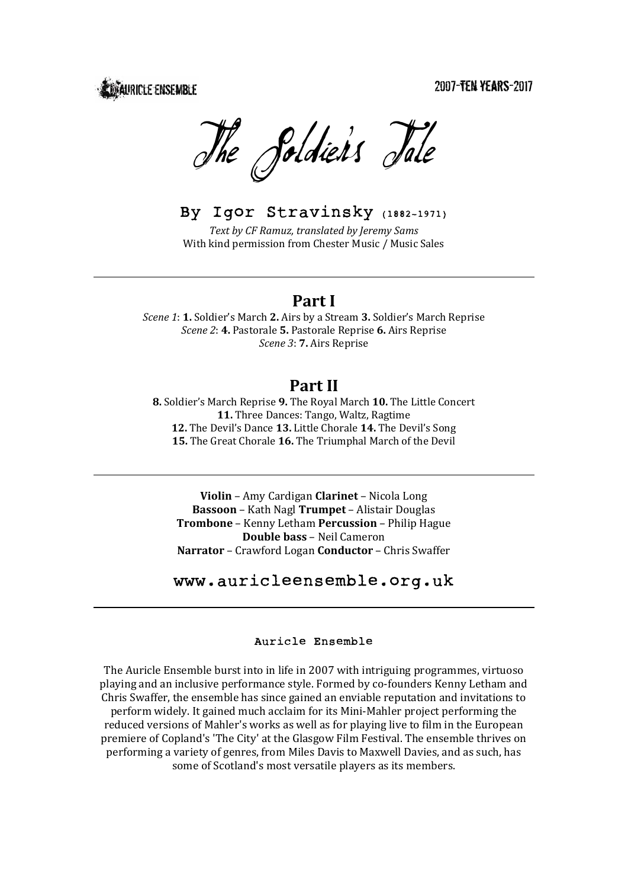AURICLE ENSEMBLE

2007-TEN YEARS-2017

# The Soldier's Tale

## By Igor Stravinsky (1882–1971)

*Text by CF Ramuz, translated by Jeremy Sams*
With kind permission from Chester Music / Music Sales

---

## Part I

*Scene 1*: **1.** Soldier's March **2.** Airs by a Stream **3.** Soldier's March Reprise
*Scene 2*: **4.** Pastorale **5.** Pastorale Reprise **6.** Airs Reprise
*Scene 3*: **7.** Airs Reprise

## Part II

**8.** Soldier's March Reprise **9.** The Royal March **10.** The Little Concert
**11.** Three Dances: Tango, Waltz, Ragtime
**12.** The Devil's Dance **13.** Little Chorale **14.** The Devil's Song
**15.** The Great Chorale **16.** The Triumphal March of the Devil

---

**Violin** – Amy Cardigan **Clarinet** – Nicola Long
**Bassoon** – Kath Nagl **Trumpet** – Alistair Douglas
**Trombone** – Kenny Letham **Percussion** – Philip Hague
**Double bass** – Neil Cameron
**Narrator** – Crawford Logan **Conductor** – Chris Swaffer

www.auricleensemble.org.uk

---

### Auricle Ensemble

The Auricle Ensemble burst into in life in 2007 with intriguing programmes, virtuoso playing and an inclusive performance style. Formed by co-founders Kenny Letham and Chris Swaffer, the ensemble has since gained an enviable reputation and invitations to perform widely. It gained much acclaim for its Mini-Mahler project performing the reduced versions of Mahler's works as well as for playing live to film in the European premiere of Copland's 'The City' at the Glasgow Film Festival. The ensemble thrives on performing a variety of genres, from Miles Davis to Maxwell Davies, and as such, has some of Scotland's most versatile players as its members.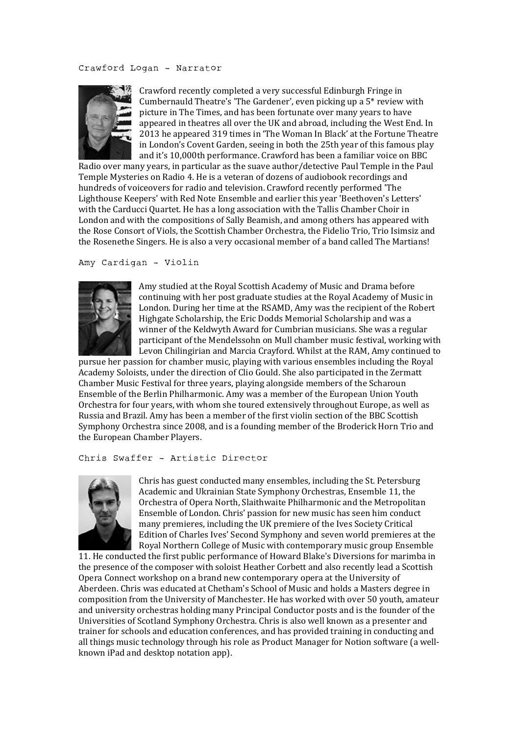## Crawford Logan - Narrator

Crawford recently completed a very successful Edinburgh Fringe in Cumbernauld Theatre's 'The Gardener', even picking up a 5* review with picture in The Times, and has been fortunate over many years to have appeared in theatres all over the UK and abroad, including the West End. In 2013 he appeared 319 times in 'The Woman In Black' at the Fortune Theatre in London's Covent Garden, seeing in both the 25th year of this famous play and it's 10,000th performance. Crawford has been a familiar voice on BBC Radio over many years, in particular as the suave author/detective Paul Temple in the Paul Temple Mysteries on Radio 4. He is a veteran of dozens of audiobook recordings and hundreds of voiceovers for radio and television. Crawford recently performed 'The Lighthouse Keepers' with Red Note Ensemble and earlier this year 'Beethoven's Letters' with the Carducci Quartet. He has a long association with the Tallis Chamber Choir in London and with the compositions of Sally Beamish, and among others has appeared with the Rose Consort of Viols, the Scottish Chamber Orchestra, the Fidelio Trio, Trio Isimsiz and the Rosenethe Singers. He is also a very occasional member of a band called The Martians!

## Amy Cardigan - Violin

Amy studied at the Royal Scottish Academy of Music and Drama before continuing with her post graduate studies at the Royal Academy of Music in London. During her time at the RSAMD, Amy was the recipient of the Robert Highgate Scholarship, the Eric Dodds Memorial Scholarship and was a winner of the Keldwyth Award for Cumbrian musicians. She was a regular participant of the Mendelssohn on Mull chamber music festival, working with Levon Chilingirian and Marcia Crayford. Whilst at the RAM, Amy continued to pursue her passion for chamber music, playing with various ensembles including the Royal Academy Soloists, under the direction of Clio Gould. She also participated in the Zermatt Chamber Music Festival for three years, playing alongside members of the Scharoun Ensemble of the Berlin Philharmonic. Amy was a member of the European Union Youth Orchestra for four years, with whom she toured extensively throughout Europe, as well as Russia and Brazil. Amy has been a member of the first violin section of the BBC Scottish Symphony Orchestra since 2008, and is a founding member of the Broderick Horn Trio and the European Chamber Players.

## Chris Swaffer - Artistic Director

Chris has guest conducted many ensembles, including the St. Petersburg Academic and Ukrainian State Symphony Orchestras, Ensemble 11, the Orchestra of Opera North, Slaithwaite Philharmonic and the Metropolitan Ensemble of London. Chris' passion for new music has seen him conduct many premieres, including the UK premiere of the Ives Society Critical Edition of Charles Ives' Second Symphony and seven world premieres at the Royal Northern College of Music with contemporary music group Ensemble 11. He conducted the first public performance of Howard Blake's Diversions for marimba in the presence of the composer with soloist Heather Corbett and also recently lead a Scottish Opera Connect workshop on a brand new contemporary opera at the University of Aberdeen. Chris was educated at Chetham's School of Music and holds a Masters degree in composition from the University of Manchester. He has worked with over 50 youth, amateur and university orchestras holding many Principal Conductor posts and is the founder of the Universities of Scotland Symphony Orchestra. Chris is also well known as a presenter and trainer for schools and education conferences, and has provided training in conducting and all things music technology through his role as Product Manager for Notion software (a well-known iPad and desktop notation app).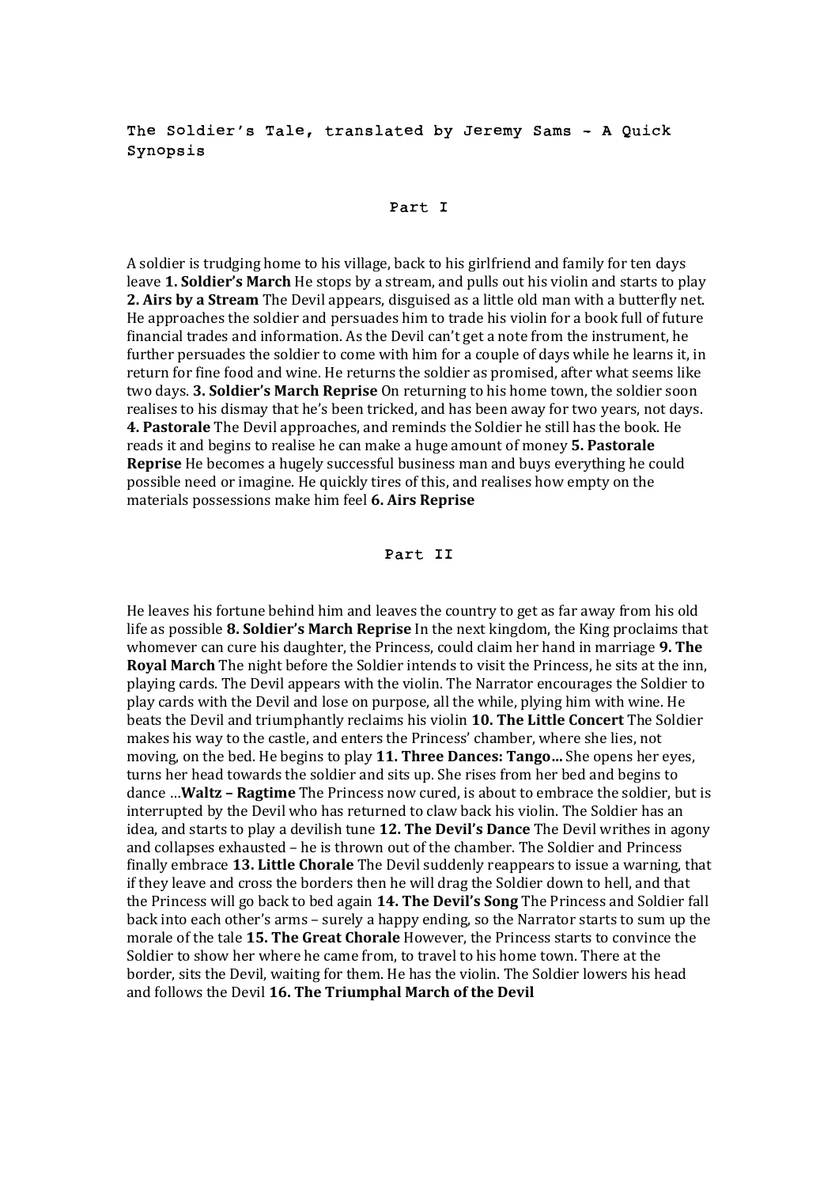# The Soldier's Tale, translated by Jeremy Sams – A Quick Synopsis

## Part I

A soldier is trudging home to his village, back to his girlfriend and family for ten days leave **1. Soldier's March** He stops by a stream, and pulls out his violin and starts to play **2. Airs by a Stream** The Devil appears, disguised as a little old man with a butterfly net. He approaches the soldier and persuades him to trade his violin for a book full of future financial trades and information. As the Devil can't get a note from the instrument, he further persuades the soldier to come with him for a couple of days while he learns it, in return for fine food and wine. He returns the soldier as promised, after what seems like two days. **3. Soldier's March Reprise** On returning to his home town, the soldier soon realises to his dismay that he's been tricked, and has been away for two years, not days. **4. Pastorale** The Devil approaches, and reminds the Soldier he still has the book. He reads it and begins to realise he can make a huge amount of money **5. Pastorale Reprise** He becomes a hugely successful business man and buys everything he could possible need or imagine. He quickly tires of this, and realises how empty on the materials possessions make him feel **6. Airs Reprise**

## Part II

He leaves his fortune behind him and leaves the country to get as far away from his old life as possible **8. Soldier's March Reprise** In the next kingdom, the King proclaims that whomever can cure his daughter, the Princess, could claim her hand in marriage **9. The Royal March** The night before the Soldier intends to visit the Princess, he sits at the inn, playing cards. The Devil appears with the violin. The Narrator encourages the Soldier to play cards with the Devil and lose on purpose, all the while, plying him with wine. He beats the Devil and triumphantly reclaims his violin **10. The Little Concert** The Soldier makes his way to the castle, and enters the Princess' chamber, where she lies, not moving, on the bed. He begins to play **11. Three Dances: Tango…** She opens her eyes, turns her head towards the soldier and sits up. She rises from her bed and begins to dance …**Waltz – Ragtime** The Princess now cured, is about to embrace the soldier, but is interrupted by the Devil who has returned to claw back his violin. The Soldier has an idea, and starts to play a devilish tune **12. The Devil's Dance** The Devil writhes in agony and collapses exhausted – he is thrown out of the chamber. The Soldier and Princess finally embrace **13. Little Chorale** The Devil suddenly reappears to issue a warning, that if they leave and cross the borders then he will drag the Soldier down to hell, and that the Princess will go back to bed again **14. The Devil's Song** The Princess and Soldier fall back into each other's arms – surely a happy ending, so the Narrator starts to sum up the morale of the tale **15. The Great Chorale** However, the Princess starts to convince the Soldier to show her where he came from, to travel to his home town. There at the border, sits the Devil, waiting for them. He has the violin. The Soldier lowers his head and follows the Devil **16. The Triumphal March of the Devil**